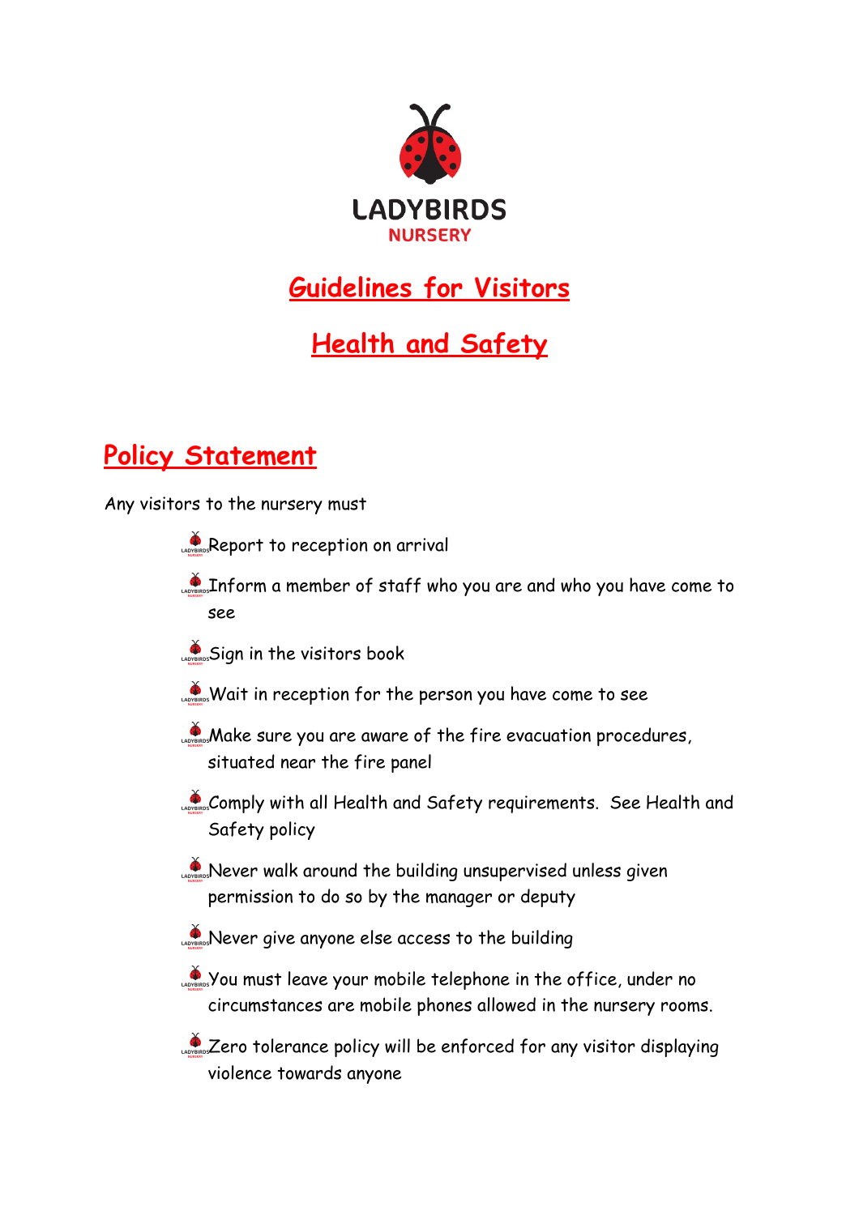LADYBIRDS
NURSERY

# Guidelines for Visitors

# Health and Safety

## Policy Statement

Any visitors to the nursery must

- Report to reception on arrival
- Inform a member of staff who you are and who you have come to see
- Sign in the visitors book
- Wait in reception for the person you have come to see
- Make sure you are aware of the fire evacuation procedures, situated near the fire panel
- Comply with all Health and Safety requirements. See Health and Safety policy
- Never walk around the building unsupervised unless given permission to do so by the manager or deputy
- Never give anyone else access to the building
- You must leave your mobile telephone in the office, under no circumstances are mobile phones allowed in the nursery rooms.
- Zero tolerance policy will be enforced for any visitor displaying violence towards anyone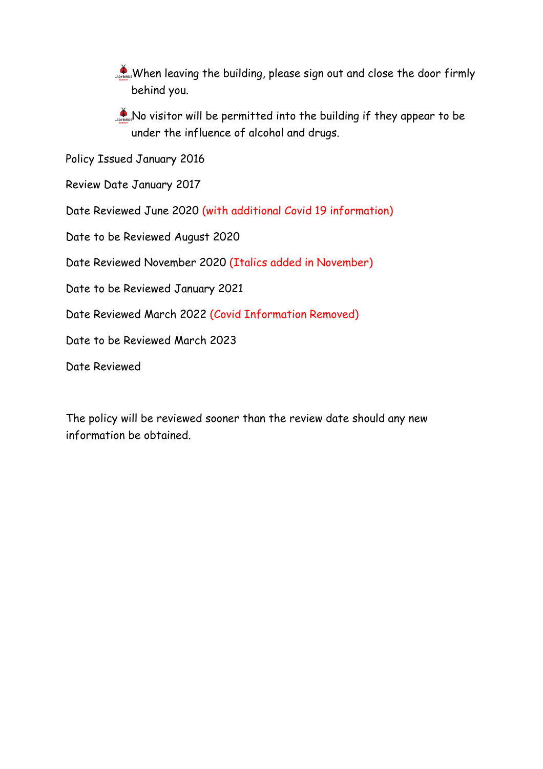- When leaving the building, please sign out and close the door firmly behind you.
- No visitor will be permitted into the building if they appear to be under the influence of alcohol and drugs.

Policy Issued January 2016

Review Date January 2017

Date Reviewed June 2020 (with additional Covid 19 information)

Date to be Reviewed August 2020

Date Reviewed November 2020 (Italics added in November)

Date to be Reviewed January 2021

Date Reviewed March 2022 (Covid Information Removed)

Date to be Reviewed March 2023

Date Reviewed

The policy will be reviewed sooner than the review date should any new information be obtained.